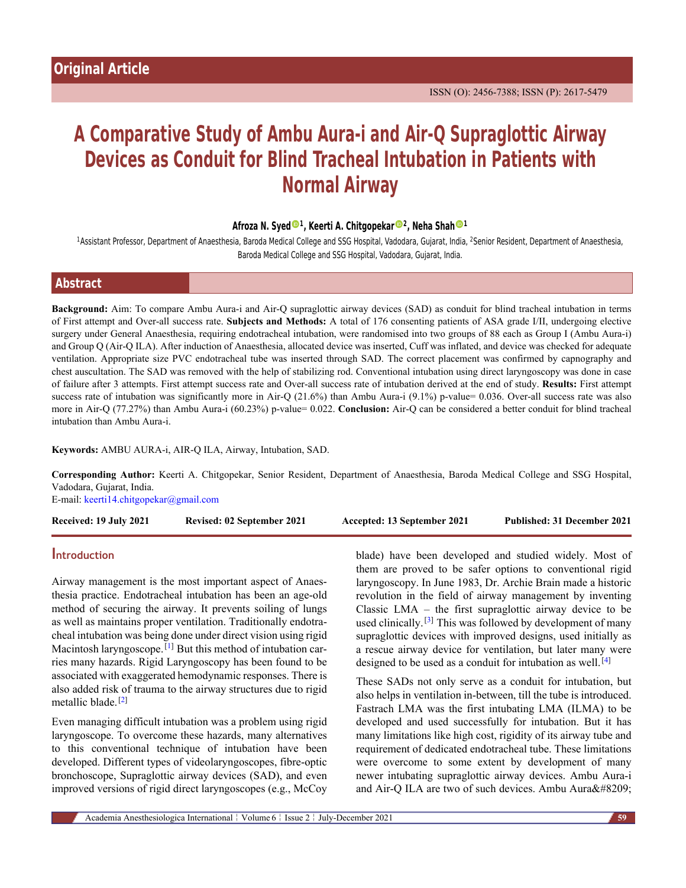Original Article

ISSN (O): 2456-7388; ISSN (P): 2617-5479

# A Comparative Study of Ambu Aura-i and Air-Q Supraglottic Airway Devices as Conduit for Blind Tracheal Intubation in Patients with Normal Airway

**Afroza N. Syed[1], Keerti A. Chitgopekar[2], Neha Shah[1]**

[1]Assistant Professor, Department of Anaesthesia, Baroda Medical College and SSG Hospital, Vadodara, Gujarat, India, [2]Senior Resident, Department of Anaesthesia, Baroda Medical College and SSG Hospital, Vadodara, Gujarat, India.

## Abstract

**Background:** Aim: To compare Ambu Aura-i and Air-Q supraglottic airway devices (SAD) as conduit for blind tracheal intubation in terms of First attempt and Over-all success rate. **Subjects and Methods:** A total of 176 consenting patients of ASA grade I/II, undergoing elective surgery under General Anaesthesia, requiring endotracheal intubation, were randomised into two groups of 88 each as Group I (Ambu Aura-i) and Group Q (Air-Q ILA). After induction of Anaesthesia, allocated device was inserted, Cuff was inflated, and device was checked for adequate ventilation. Appropriate size PVC endotracheal tube was inserted through SAD. The correct placement was confirmed by capnography and chest auscultation. The SAD was removed with the help of stabilizing rod. Conventional intubation using direct laryngoscopy was done in case of failure after 3 attempts. First attempt success rate and Over-all success rate of intubation derived at the end of study. **Results:** First attempt success rate of intubation was significantly more in Air-Q (21.6%) than Ambu Aura-i (9.1%) p-value= 0.036. Over-all success rate was also more in Air-Q (77.27%) than Ambu Aura-i (60.23%) p-value= 0.022. **Conclusion:** Air-Q can be considered a better conduit for blind tracheal intubation than Ambu Aura-i.

**Keywords:** AMBU AURA-i, AIR-Q ILA, Airway, Intubation, SAD.

**Corresponding Author:** Keerti A. Chitgopekar, Senior Resident, Department of Anaesthesia, Baroda Medical College and SSG Hospital, Vadodara, Gujarat, India.
E-mail: keerti14.chitgopekar@gmail.com

**Received: 19 July 2021** | **Revised: 02 September 2021** | **Accepted: 13 September 2021** | **Published: 31 December 2021**

## Introduction

Airway management is the most important aspect of Anaesthesia practice. Endotracheal intubation has been an age-old method of securing the airway. It prevents soiling of lungs as well as maintains proper ventilation. Traditionally endotracheal intubation was being done under direct vision using rigid Macintosh laryngoscope.[1] But this method of intubation carries many hazards. Rigid Laryngoscopy has been found to be associated with exaggerated hemodynamic responses. There is also added risk of trauma to the airway structures due to rigid metallic blade.[2]

Even managing difficult intubation was a problem using rigid laryngoscope. To overcome these hazards, many alternatives to this conventional technique of intubation have been developed. Different types of videolaryngoscopes, fibre-optic bronchoscope, Supraglottic airway devices (SAD), and even improved versions of rigid direct laryngoscopes (e.g., McCoy blade) have been developed and studied widely. Most of them are proved to be safer options to conventional rigid laryngoscopy. In June 1983, Dr. Archie Brain made a historic revolution in the field of airway management by inventing Classic LMA – the first supraglottic airway device to be used clinically.[3] This was followed by development of many supraglottic devices with improved designs, used initially as a rescue airway device for ventilation, but later many were designed to be used as a conduit for intubation as well.[4]

These SADs not only serve as a conduit for intubation, but also helps in ventilation in-between, till the tube is introduced. Fastrach LMA was the first intubating LMA (ILMA) to be developed and used successfully for intubation. But it has many limitations like high cost, rigidity of its airway tube and requirement of dedicated endotracheal tube. These limitations were overcome to some extent by development of many newer intubating supraglottic airway devices. Ambu Aura-i and Air-Q ILA are two of such devices. Ambu Aura&#8209;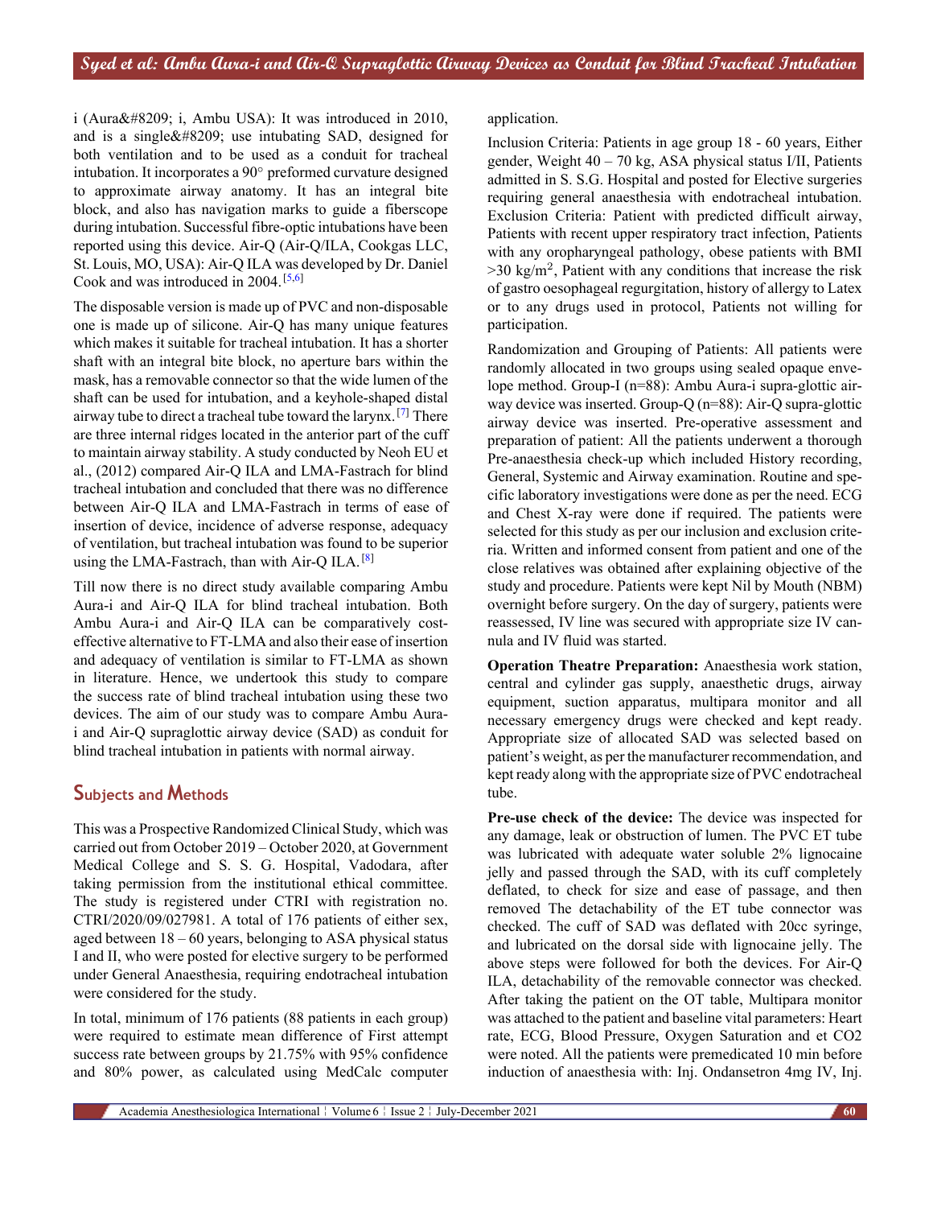i (Aura&#8209; i, Ambu USA): It was introduced in 2010, and is a single&#8209; use intubating SAD, designed for both ventilation and to be used as a conduit for tracheal intubation. It incorporates a 90° preformed curvature designed to approximate airway anatomy. It has an integral bite block, and also has navigation marks to guide a fiberscope during intubation. Successful fibre-optic intubations have been reported using this device. Air-Q (Air-Q/ILA, Cookgas LLC, St. Louis, MO, USA): Air-Q ILA was developed by Dr. Daniel Cook and was introduced in 2004.[5,6]

The disposable version is made up of PVC and non-disposable one is made up of silicone. Air-Q has many unique features which makes it suitable for tracheal intubation. It has a shorter shaft with an integral bite block, no aperture bars within the mask, has a removable connector so that the wide lumen of the shaft can be used for intubation, and a keyhole-shaped distal airway tube to direct a tracheal tube toward the larynx.[7] There are three internal ridges located in the anterior part of the cuff to maintain airway stability. A study conducted by Neoh EU et al., (2012) compared Air-Q ILA and LMA-Fastrach for blind tracheal intubation and concluded that there was no difference between Air-Q ILA and LMA-Fastrach in terms of ease of insertion of device, incidence of adverse response, adequacy of ventilation, but tracheal intubation was found to be superior using the LMA-Fastrach, than with Air-Q ILA.[8]

Till now there is no direct study available comparing Ambu Aura-i and Air-Q ILA for blind tracheal intubation. Both Ambu Aura-i and Air-Q ILA can be comparatively cost-effective alternative to FT-LMA and also their ease of insertion and adequacy of ventilation is similar to FT-LMA as shown in literature. Hence, we undertook this study to compare the success rate of blind tracheal intubation using these two devices. The aim of our study was to compare Ambu Aura-i and Air-Q supraglottic airway device (SAD) as conduit for blind tracheal intubation in patients with normal airway.

## Subjects and Methods

This was a Prospective Randomized Clinical Study, which was carried out from October 2019 – October 2020, at Government Medical College and S. S. G. Hospital, Vadodara, after taking permission from the institutional ethical committee. The study is registered under CTRI with registration no. CTRI/2020/09/027981. A total of 176 patients of either sex, aged between 18 – 60 years, belonging to ASA physical status I and II, who were posted for elective surgery to be performed under General Anaesthesia, requiring endotracheal intubation were considered for the study.

In total, minimum of 176 patients (88 patients in each group) were required to estimate mean difference of First attempt success rate between groups by 21.75% with 95% confidence and 80% power, as calculated using MedCalc computer application.

Inclusion Criteria: Patients in age group 18 - 60 years, Either gender, Weight 40 – 70 kg, ASA physical status I/II, Patients admitted in S. S.G. Hospital and posted for Elective surgeries requiring general anaesthesia with endotracheal intubation. Exclusion Criteria: Patient with predicted difficult airway, Patients with recent upper respiratory tract infection, Patients with any oropharyngeal pathology, obese patients with BMI >30 kg/m$^2$, Patient with any conditions that increase the risk of gastro oesophageal regurgitation, history of allergy to Latex or to any drugs used in protocol, Patients not willing for participation.

Randomization and Grouping of Patients: All patients were randomly allocated in two groups using sealed opaque envelope method. Group-I (n=88): Ambu Aura-i supra-glottic airway device was inserted. Group-Q (n=88): Air-Q supra-glottic airway device was inserted. Pre-operative assessment and preparation of patient: All the patients underwent a thorough Pre-anaesthesia check-up which included History recording, General, Systemic and Airway examination. Routine and specific laboratory investigations were done as per the need. ECG and Chest X-ray were done if required. The patients were selected for this study as per our inclusion and exclusion criteria. Written and informed consent from patient and one of the close relatives was obtained after explaining objective of the study and procedure. Patients were kept Nil by Mouth (NBM) overnight before surgery. On the day of surgery, patients were reassessed, IV line was secured with appropriate size IV cannula and IV fluid was started.

**Operation Theatre Preparation:** Anaesthesia work station, central and cylinder gas supply, anaesthetic drugs, airway equipment, suction apparatus, multipara monitor and all necessary emergency drugs were checked and kept ready. Appropriate size of allocated SAD was selected based on patient's weight, as per the manufacturer recommendation, and kept ready along with the appropriate size of PVC endotracheal tube.

**Pre-use check of the device:** The device was inspected for any damage, leak or obstruction of lumen. The PVC ET tube was lubricated with adequate water soluble 2% lignocaine jelly and passed through the SAD, with its cuff completely deflated, to check for size and ease of passage, and then removed The detachability of the ET tube connector was checked. The cuff of SAD was deflated with 20cc syringe, and lubricated on the dorsal side with lignocaine jelly. The above steps were followed for both the devices. For Air-Q ILA, detachability of the removable connector was checked. After taking the patient on the OT table, Multipara monitor was attached to the patient and baseline vital parameters: Heart rate, ECG, Blood Pressure, Oxygen Saturation and et CO2 were noted. All the patients were premedicated 10 min before induction of anaesthesia with: Inj. Ondansetron 4mg IV, Inj.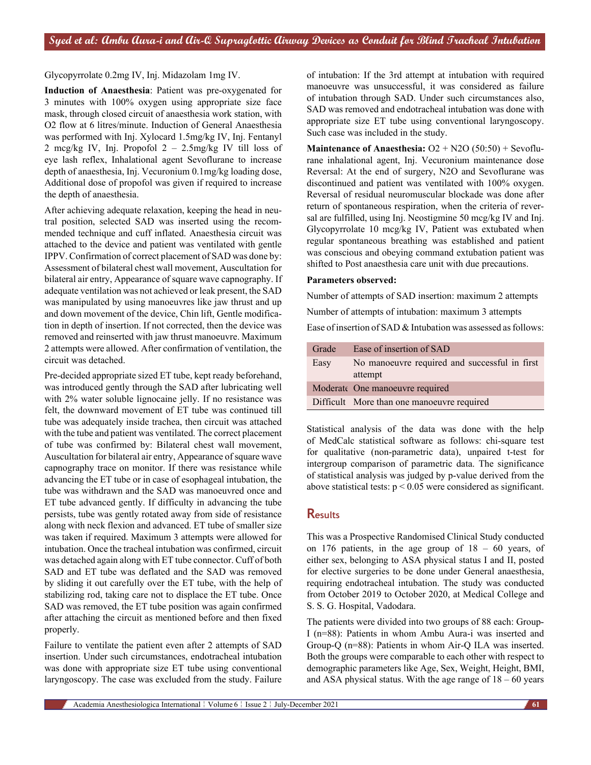Glycopyrrolate 0.2mg IV, Inj. Midazolam 1mg IV.

**Induction of Anaesthesia**: Patient was pre-oxygenated for 3 minutes with 100% oxygen using appropriate size face mask, through closed circuit of anaesthesia work station, with O2 flow at 6 litres/minute. Induction of General Anaesthesia was performed with Inj. Xylocard 1.5mg/kg IV, Inj. Fentanyl 2 mcg/kg IV, Inj. Propofol 2 – 2.5mg/kg IV till loss of eye lash reflex, Inhalational agent Sevoflurane to increase depth of anaesthesia, Inj. Vecuronium 0.1mg/kg loading dose, Additional dose of propofol was given if required to increase the depth of anaesthesia.

After achieving adequate relaxation, keeping the head in neutral position, selected SAD was inserted using the recommended technique and cuff inflated. Anaesthesia circuit was attached to the device and patient was ventilated with gentle IPPV. Confirmation of correct placement of SAD was done by: Assessment of bilateral chest wall movement, Auscultation for bilateral air entry, Appearance of square wave capnography. If adequate ventilation was not achieved or leak present, the SAD was manipulated by using manoeuvres like jaw thrust and up and down movement of the device, Chin lift, Gentle modification in depth of insertion. If not corrected, then the device was removed and reinserted with jaw thrust manoeuvre. Maximum 2 attempts were allowed. After confirmation of ventilation, the circuit was detached.

Pre-decided appropriate sized ET tube, kept ready beforehand, was introduced gently through the SAD after lubricating well with 2% water soluble lignocaine jelly. If no resistance was felt, the downward movement of ET tube was continued till tube was adequately inside trachea, then circuit was attached with the tube and patient was ventilated. The correct placement of tube was confirmed by: Bilateral chest wall movement, Auscultation for bilateral air entry, Appearance of square wave capnography trace on monitor. If there was resistance while advancing the ET tube or in case of esophageal intubation, the tube was withdrawn and the SAD was manoeuvred once and ET tube advanced gently. If difficulty in advancing the tube persists, tube was gently rotated away from side of resistance along with neck flexion and advanced. ET tube of smaller size was taken if required. Maximum 3 attempts were allowed for intubation. Once the tracheal intubation was confirmed, circuit was detached again along with ET tube connector. Cuff of both SAD and ET tube was deflated and the SAD was removed by sliding it out carefully over the ET tube, with the help of stabilizing rod, taking care not to displace the ET tube. Once SAD was removed, the ET tube position was again confirmed after attaching the circuit as mentioned before and then fixed properly.

Failure to ventilate the patient even after 2 attempts of SAD insertion. Under such circumstances, endotracheal intubation was done with appropriate size ET tube using conventional laryngoscopy. The case was excluded from the study. Failure of intubation: If the 3rd attempt at intubation with required manoeuvre was unsuccessful, it was considered as failure of intubation through SAD. Under such circumstances also, SAD was removed and endotracheal intubation was done with appropriate size ET tube using conventional laryngoscopy. Such case was included in the study.

**Maintenance of Anaesthesia:** O2 + N2O (50:50) + Sevoflurane inhalational agent, Inj. Vecuronium maintenance dose Reversal: At the end of surgery, N2O and Sevoflurane was discontinued and patient was ventilated with 100% oxygen. Reversal of residual neuromuscular blockade was done after return of spontaneous respiration, when the criteria of reversal are fulfilled, using Inj. Neostigmine 50 mcg/kg IV and Inj. Glycopyrrolate 10 mcg/kg IV, Patient was extubated when regular spontaneous breathing was established and patient was conscious and obeying command extubation patient was shifted to Post anaesthesia care unit with due precautions.

**Parameters observed:**

Number of attempts of SAD insertion: maximum 2 attempts

Number of attempts of intubation: maximum 3 attempts

Ease of insertion of SAD & Intubation was assessed as follows:

| Grade | Ease of insertion of SAD |
|---|---|
| Easy | No manoeuvre required and successful in first attempt |
| Moderate | One manoeuvre required |
| Difficult | More than one manoeuvre required |

Statistical analysis of the data was done with the help of MedCalc statistical software as follows: chi-square test for qualitative (non-parametric data), unpaired t-test for intergroup comparison of parametric data. The significance of statistical analysis was judged by p-value derived from the above statistical tests: $p < 0.05$ were considered as significant.

## Results

This was a Prospective Randomised Clinical Study conducted on 176 patients, in the age group of 18 – 60 years, of either sex, belonging to ASA physical status I and II, posted for elective surgeries to be done under General anaesthesia, requiring endotracheal intubation. The study was conducted from October 2019 to October 2020, at Medical College and S. S. G. Hospital, Vadodara.

The patients were divided into two groups of 88 each: Group-I (n=88): Patients in whom Ambu Aura-i was inserted and Group-Q (n=88): Patients in whom Air-Q ILA was inserted. Both the groups were comparable to each other with respect to demographic parameters like Age, Sex, Weight, Height, BMI, and ASA physical status. With the age range of 18 – 60 years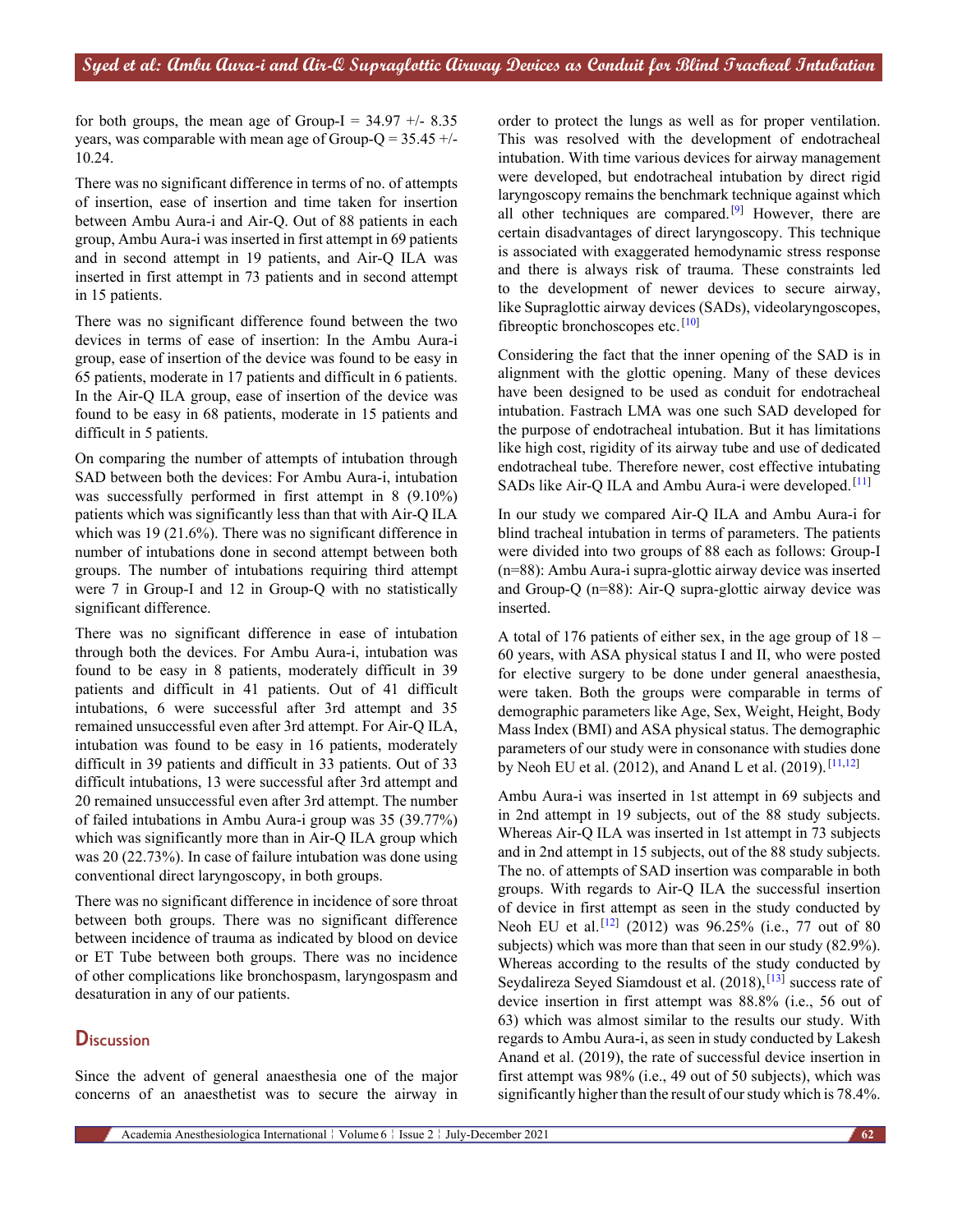for both groups, the mean age of Group-I = 34.97 +/- 8.35 years, was comparable with mean age of Group-Q = 35.45 +/- 10.24.

There was no significant difference in terms of no. of attempts of insertion, ease of insertion and time taken for insertion between Ambu Aura-i and Air-Q. Out of 88 patients in each group, Ambu Aura-i was inserted in first attempt in 69 patients and in second attempt in 19 patients, and Air-Q ILA was inserted in first attempt in 73 patients and in second attempt in 15 patients.

There was no significant difference found between the two devices in terms of ease of insertion: In the Ambu Aura-i group, ease of insertion of the device was found to be easy in 65 patients, moderate in 17 patients and difficult in 6 patients. In the Air-Q ILA group, ease of insertion of the device was found to be easy in 68 patients, moderate in 15 patients and difficult in 5 patients.

On comparing the number of attempts of intubation through SAD between both the devices: For Ambu Aura-i, intubation was successfully performed in first attempt in 8 (9.10%) patients which was significantly less than that with Air-Q ILA which was 19 (21.6%). There was no significant difference in number of intubations done in second attempt between both groups. The number of intubations requiring third attempt were 7 in Group-I and 12 in Group-Q with no statistically significant difference.

There was no significant difference in ease of intubation through both the devices. For Ambu Aura-i, intubation was found to be easy in 8 patients, moderately difficult in 39 patients and difficult in 41 patients. Out of 41 difficult intubations, 6 were successful after 3rd attempt and 35 remained unsuccessful even after 3rd attempt. For Air-Q ILA, intubation was found to be easy in 16 patients, moderately difficult in 39 patients and difficult in 33 patients. Out of 33 difficult intubations, 13 were successful after 3rd attempt and 20 remained unsuccessful even after 3rd attempt. The number of failed intubations in Ambu Aura-i group was 35 (39.77%) which was significantly more than in Air-Q ILA group which was 20 (22.73%). In case of failure intubation was done using conventional direct laryngoscopy, in both groups.

There was no significant difference in incidence of sore throat between both groups. There was no significant difference between incidence of trauma as indicated by blood on device or ET Tube between both groups. There was no incidence of other complications like bronchospasm, laryngospasm and desaturation in any of our patients.

## Discussion

Since the advent of general anaesthesia one of the major concerns of an anaesthetist was to secure the airway in order to protect the lungs as well as for proper ventilation. This was resolved with the development of endotracheal intubation. With time various devices for airway management were developed, but endotracheal intubation by direct rigid laryngoscopy remains the benchmark technique against which all other techniques are compared.[9] However, there are certain disadvantages of direct laryngoscopy. This technique is associated with exaggerated hemodynamic stress response and there is always risk of trauma. These constraints led to the development of newer devices to secure airway, like Supraglottic airway devices (SADs), videolaryngoscopes, fibreoptic bronchoscopes etc.[10]

Considering the fact that the inner opening of the SAD is in alignment with the glottic opening. Many of these devices have been designed to be used as conduit for endotracheal intubation. Fastrach LMA was one such SAD developed for the purpose of endotracheal intubation. But it has limitations like high cost, rigidity of its airway tube and use of dedicated endotracheal tube. Therefore newer, cost effective intubating SADs like Air-Q ILA and Ambu Aura-i were developed.[11]

In our study we compared Air-Q ILA and Ambu Aura-i for blind tracheal intubation in terms of parameters. The patients were divided into two groups of 88 each as follows: Group-I (n=88): Ambu Aura-i supra-glottic airway device was inserted and Group-Q (n=88): Air-Q supra-glottic airway device was inserted.

A total of 176 patients of either sex, in the age group of 18 – 60 years, with ASA physical status I and II, who were posted for elective surgery to be done under general anaesthesia, were taken. Both the groups were comparable in terms of demographic parameters like Age, Sex, Weight, Height, Body Mass Index (BMI) and ASA physical status. The demographic parameters of our study were in consonance with studies done by Neoh EU et al. (2012), and Anand L et al. (2019).[11,12]

Ambu Aura-i was inserted in 1st attempt in 69 subjects and in 2nd attempt in 19 subjects, out of the 88 study subjects. Whereas Air-Q ILA was inserted in 1st attempt in 73 subjects and in 2nd attempt in 15 subjects, out of the 88 study subjects. The no. of attempts of SAD insertion was comparable in both groups. With regards to Air-Q ILA the successful insertion of device in first attempt as seen in the study conducted by Neoh EU et al.[12] (2012) was 96.25% (i.e., 77 out of 80 subjects) which was more than that seen in our study (82.9%). Whereas according to the results of the study conducted by Seydalireza Seyed Siamdoust et al. (2018),[13] success rate of device insertion in first attempt was 88.8% (i.e., 56 out of 63) which was almost similar to the results our study. With regards to Ambu Aura-i, as seen in study conducted by Lakesh Anand et al. (2019), the rate of successful device insertion in first attempt was 98% (i.e., 49 out of 50 subjects), which was significantly higher than the result of our study which is 78.4%.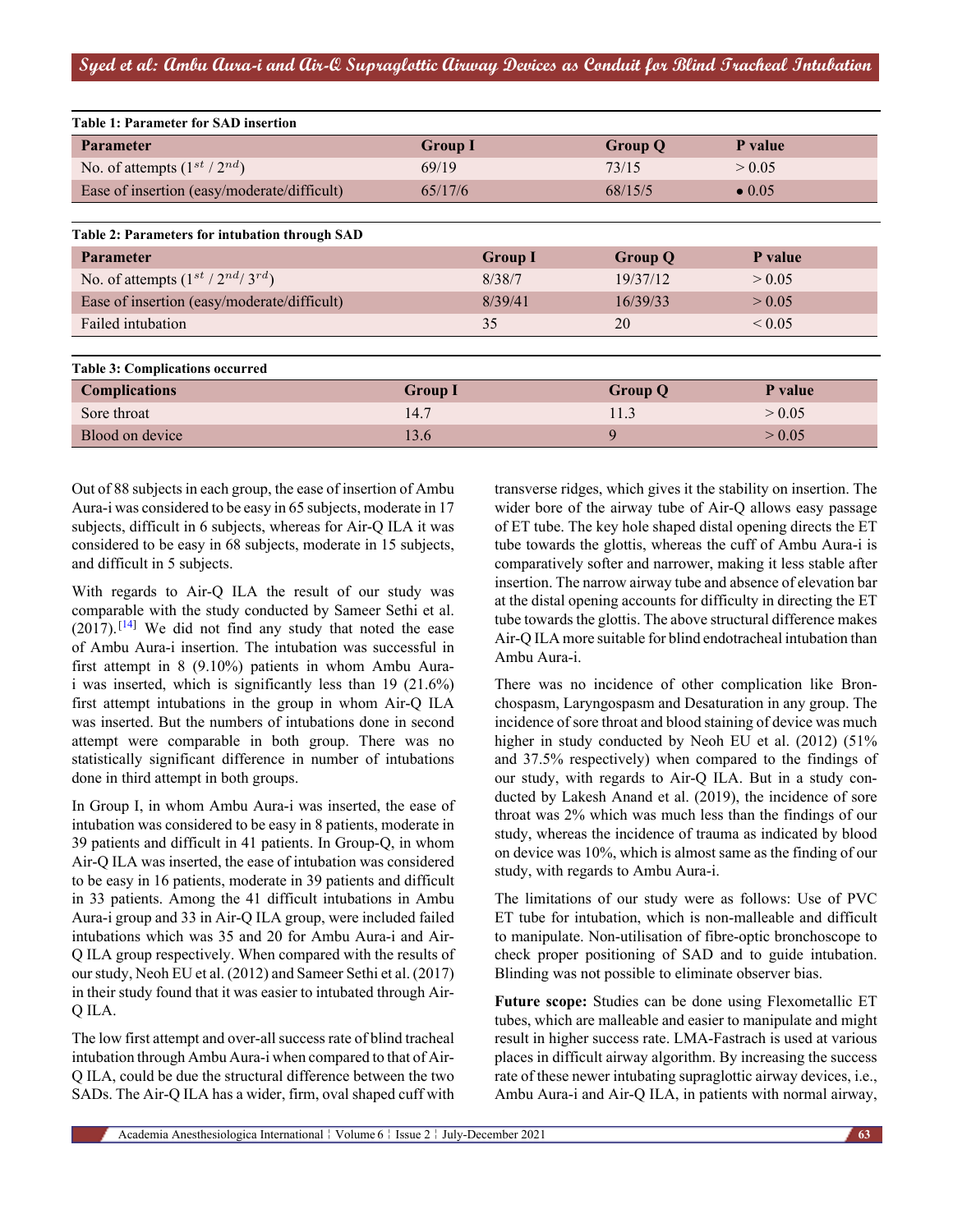**Table 1: Parameter for SAD insertion**

| Parameter | Group I | Group Q | P value |
|---|---|---|---|
| No. of attempts ($1^{st}$ / $2^{nd}$) | 69/19 | 73/15 | > 0.05 |
| Ease of insertion (easy/moderate/difficult) | 65/17/6 | 68/15/5 | • 0.05 |

**Table 2: Parameters for intubation through SAD**

| Parameter | Group I | Group Q | P value |
|---|---|---|---|
| No. of attempts ($1^{st}$ / $2^{nd}$/ $3^{rd}$) | 8/38/7 | 19/37/12 | > 0.05 |
| Ease of insertion (easy/moderate/difficult) | 8/39/41 | 16/39/33 | > 0.05 |
| Failed intubation | 35 | 20 | < 0.05 |

**Table 3: Complications occurred**

| Complications | Group I | Group Q | P value |
|---|---|---|---|
| Sore throat | 14.7 | 11.3 | > 0.05 |
| Blood on device | 13.6 | 9 | > 0.05 |

Out of 88 subjects in each group, the ease of insertion of Ambu Aura-i was considered to be easy in 65 subjects, moderate in 17 subjects, difficult in 6 subjects, whereas for Air-Q ILA it was considered to be easy in 68 subjects, moderate in 15 subjects, and difficult in 5 subjects.

With regards to Air-Q ILA the result of our study was comparable with the study conducted by Sameer Sethi et al. (2017).[14] We did not find any study that noted the ease of Ambu Aura-i insertion. The intubation was successful in first attempt in 8 (9.10%) patients in whom Ambu Aura-i was inserted, which is significantly less than 19 (21.6%) first attempt intubations in the group in whom Air-Q ILA was inserted. But the numbers of intubations done in second attempt were comparable in both group. There was no statistically significant difference in number of intubations done in third attempt in both groups.

In Group I, in whom Ambu Aura-i was inserted, the ease of intubation was considered to be easy in 8 patients, moderate in 39 patients and difficult in 41 patients. In Group-Q, in whom Air-Q ILA was inserted, the ease of intubation was considered to be easy in 16 patients, moderate in 39 patients and difficult in 33 patients. Among the 41 difficult intubations in Ambu Aura-i group and 33 in Air-Q ILA group, were included failed intubations which was 35 and 20 for Ambu Aura-i and Air-Q ILA group respectively. When compared with the results of our study, Neoh EU et al. (2012) and Sameer Sethi et al. (2017) in their study found that it was easier to intubated through Air-Q ILA.

The low first attempt and over-all success rate of blind tracheal intubation through Ambu Aura-i when compared to that of Air-Q ILA, could be due the structural difference between the two SADs. The Air-Q ILA has a wider, firm, oval shaped cuff with transverse ridges, which gives it the stability on insertion. The wider bore of the airway tube of Air-Q allows easy passage of ET tube. The key hole shaped distal opening directs the ET tube towards the glottis, whereas the cuff of Ambu Aura-i is comparatively softer and narrower, making it less stable after insertion. The narrow airway tube and absence of elevation bar at the distal opening accounts for difficulty in directing the ET tube towards the glottis. The above structural difference makes Air-Q ILA more suitable for blind endotracheal intubation than Ambu Aura-i.

There was no incidence of other complication like Bronchospasm, Laryngospasm and Desaturation in any group. The incidence of sore throat and blood staining of device was much higher in study conducted by Neoh EU et al. (2012) (51% and 37.5% respectively) when compared to the findings of our study, with regards to Air-Q ILA. But in a study conducted by Lakesh Anand et al. (2019), the incidence of sore throat was 2% which was much less than the findings of our study, whereas the incidence of trauma as indicated by blood on device was 10%, which is almost same as the finding of our study, with regards to Ambu Aura-i.

The limitations of our study were as follows: Use of PVC ET tube for intubation, which is non-malleable and difficult to manipulate. Non-utilisation of fibre-optic bronchoscope to check proper positioning of SAD and to guide intubation. Blinding was not possible to eliminate observer bias.

**Future scope:** Studies can be done using Flexometallic ET tubes, which are malleable and easier to manipulate and might result in higher success rate. LMA-Fastrach is used at various places in difficult airway algorithm. By increasing the success rate of these newer intubating supraglottic airway devices, i.e., Ambu Aura-i and Air-Q ILA, in patients with normal airway,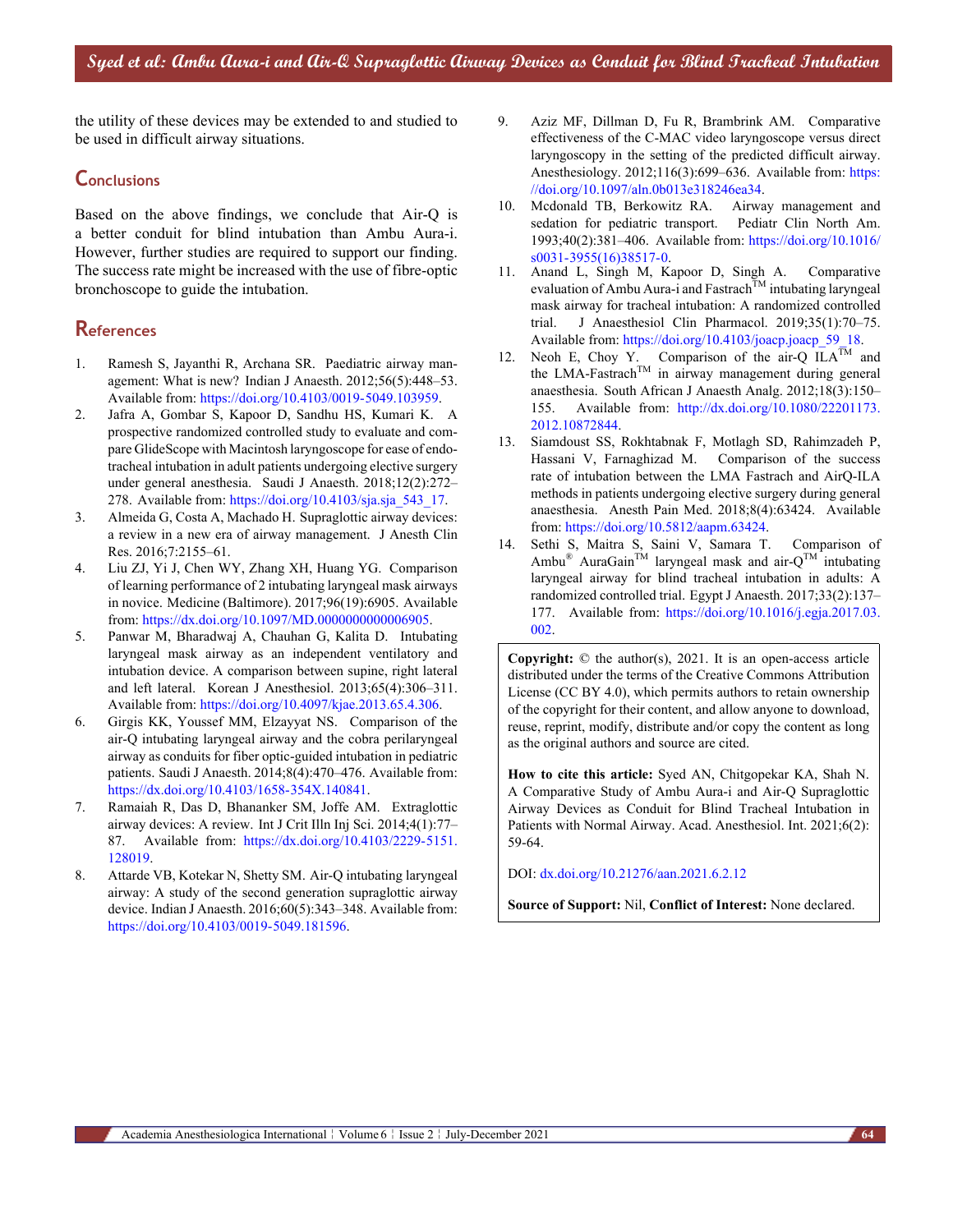the utility of these devices may be extended to and studied to be used in difficult airway situations.

## Conclusions

Based on the above findings, we conclude that Air-Q is a better conduit for blind intubation than Ambu Aura-i. However, further studies are required to support our finding. The success rate might be increased with the use of fibre-optic bronchoscope to guide the intubation.

## References

1. Ramesh S, Jayanthi R, Archana SR. Paediatric airway management: What is new? Indian J Anaesth. 2012;56(5):448–53. Available from: https://doi.org/10.4103/0019-5049.103959.
2. Jafra A, Gombar S, Kapoor D, Sandhu HS, Kumari K. A prospective randomized controlled study to evaluate and compare GlideScope with Macintosh laryngoscope for ease of endotracheal intubation in adult patients undergoing elective surgery under general anesthesia. Saudi J Anaesth. 2018;12(2):272–278. Available from: https://doi.org/10.4103/sja.sja_543_17.
3. Almeida G, Costa A, Machado H. Supraglottic airway devices: a review in a new era of airway management. J Anesth Clin Res. 2016;7:2155–61.
4. Liu ZJ, Yi J, Chen WY, Zhang XH, Huang YG. Comparison of learning performance of 2 intubating laryngeal mask airways in novice. Medicine (Baltimore). 2017;96(19):6905. Available from: https://dx.doi.org/10.1097/MD.0000000000006905.
5. Panwar M, Bharadwaj A, Chauhan G, Kalita D. Intubating laryngeal mask airway as an independent ventilatory and intubation device. A comparison between supine, right lateral and left lateral. Korean J Anesthesiol. 2013;65(4):306–311. Available from: https://doi.org/10.4097/kjae.2013.65.4.306.
6. Girgis KK, Youssef MM, Elzayyat NS. Comparison of the air-Q intubating laryngeal airway and the cobra perilaryngeal airway as conduits for fiber optic-guided intubation in pediatric patients. Saudi J Anaesth. 2014;8(4):470–476. Available from: https://dx.doi.org/10.4103/1658-354X.140841.
7. Ramaiah R, Das D, Bhananker SM, Joffe AM. Extraglottic airway devices: A review. Int J Crit Illn Inj Sci. 2014;4(1):77–87. Available from: https://dx.doi.org/10.4103/2229-5151.128019.
8. Attarde VB, Kotekar N, Shetty SM. Air-Q intubating laryngeal airway: A study of the second generation supraglottic airway device. Indian J Anaesth. 2016;60(5):343–348. Available from: https://doi.org/10.4103/0019-5049.181596.
9. Aziz MF, Dillman D, Fu R, Brambrink AM. Comparative effectiveness of the C-MAC video laryngoscope versus direct laryngoscopy in the setting of the predicted difficult airway. Anesthesiology. 2012;116(3):699–636. Available from: https://doi.org/10.1097/aln.0b013e318246ea34.
10. Mcdonald TB, Berkowitz RA. Airway management and sedation for pediatric transport. Pediatr Clin North Am. 1993;40(2):381–406. Available from: https://doi.org/10.1016/s0031-3955(16)38517-0.
11. Anand L, Singh M, Kapoor D, Singh A. Comparative evaluation of Ambu Aura-i and Fastrach™ intubating laryngeal mask airway for tracheal intubation: A randomized controlled trial. J Anaesthesiol Clin Pharmacol. 2019;35(1):70–75. Available from: https://doi.org/10.4103/joacp.joacp_59_18.
12. Neoh E, Choy Y. Comparison of the air-Q ILA™ and the LMA-Fastrach™ in airway management during general anaesthesia. South African J Anaesth Analg. 2012;18(3):150–155. Available from: http://dx.doi.org/10.1080/22201173.2012.10872844.
13. Siamdoust SS, Rokhtabnak F, Motlagh SD, Rahimzadeh P, Hassani V, Farnaghizad M. Comparison of the success rate of intubation between the LMA Fastrach and AirQ-ILA methods in patients undergoing elective surgery during general anaesthesia. Anesth Pain Med. 2018;8(4):63424. Available from: https://doi.org/10.5812/aapm.63424.
14. Sethi S, Maitra S, Saini V, Samara T. Comparison of Ambu® AuraGain™ laryngeal mask and air-Q™ intubating laryngeal airway for blind tracheal intubation in adults: A randomized controlled trial. Egypt J Anaesth. 2017;33(2):137–177. Available from: https://doi.org/10.1016/j.egja.2017.03.002.

**Copyright:** © the author(s), 2021. It is an open-access article distributed under the terms of the Creative Commons Attribution License (CC BY 4.0), which permits authors to retain ownership of the copyright for their content, and allow anyone to download, reuse, reprint, modify, distribute and/or copy the content as long as the original authors and source are cited.

**How to cite this article:** Syed AN, Chitgopekar KA, Shah N. A Comparative Study of Ambu Aura-i and Air-Q Supraglottic Airway Devices as Conduit for Blind Tracheal Intubation in Patients with Normal Airway. Acad. Anesthesiol. Int. 2021;6(2): 59-64.

DOI: dx.doi.org/10.21276/aan.2021.6.2.12

**Source of Support:** Nil, **Conflict of Interest:** None declared.